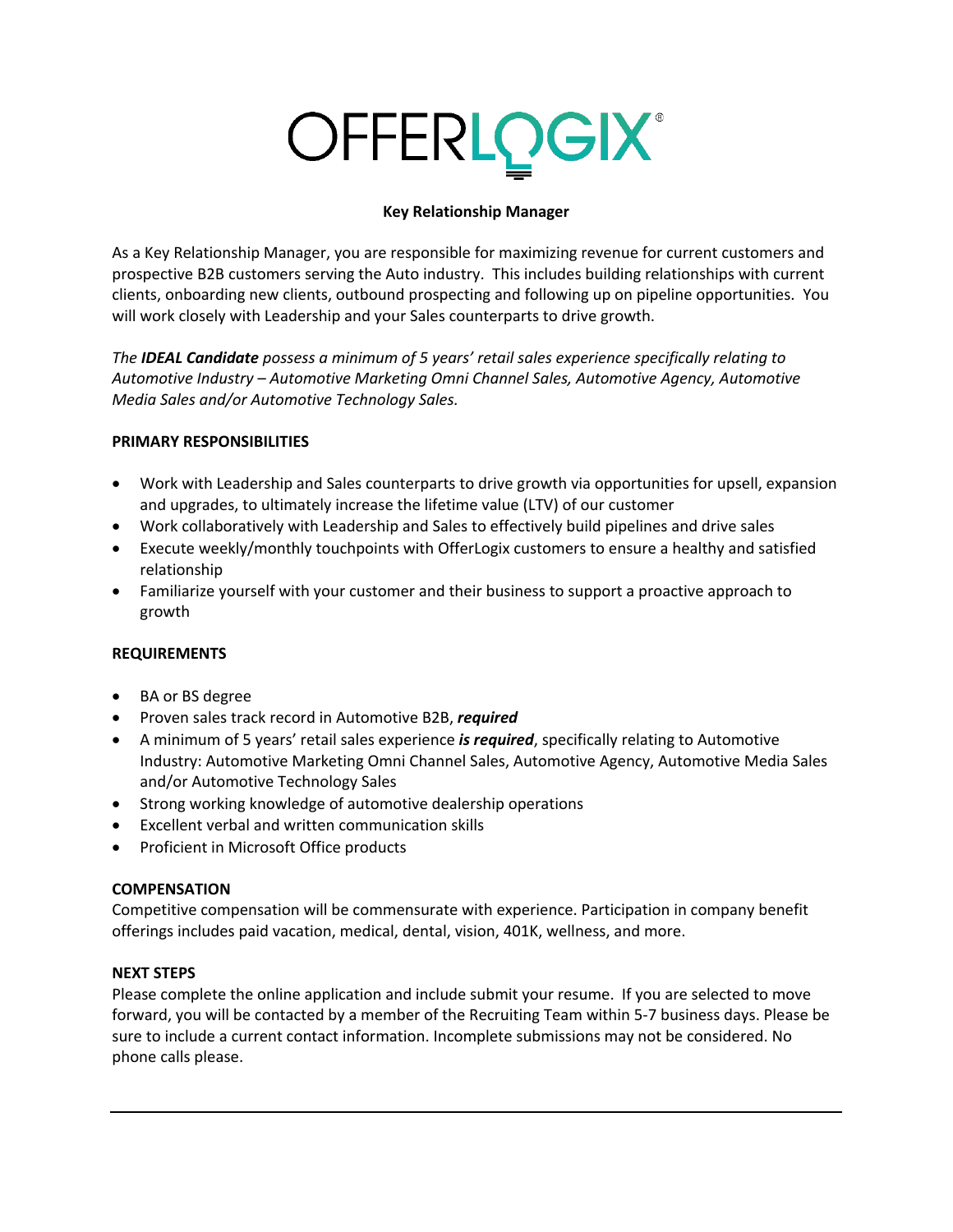# OFFERLOGIX®

## Key Relationship Manager

As a Key Relationship Manager, you are responsible for maximizing revenue for current customers and prospective B2B customers serving the Auto industry. This includes building relationships with current clients, onboarding new clients, outbound prospecting and following up on pipeline opportunities. You will work closely with Leadership and your Sales counterparts to drive growth.

*The **IDEAL Candidate** possess a minimum of 5 years' retail sales experience specifically relating to Automotive Industry – Automotive Marketing Omni Channel Sales, Automotive Agency, Automotive Media Sales and/or Automotive Technology Sales.*

### PRIMARY RESPONSIBILITIES

- Work with Leadership and Sales counterparts to drive growth via opportunities for upsell, expansion and upgrades, to ultimately increase the lifetime value (LTV) of our customer
- Work collaboratively with Leadership and Sales to effectively build pipelines and drive sales
- Execute weekly/monthly touchpoints with OfferLogix customers to ensure a healthy and satisfied relationship
- Familiarize yourself with your customer and their business to support a proactive approach to growth

### REQUIREMENTS

- BA or BS degree
- Proven sales track record in Automotive B2B, ***required***
- A minimum of 5 years' retail sales experience ***is required***, specifically relating to Automotive Industry: Automotive Marketing Omni Channel Sales, Automotive Agency, Automotive Media Sales and/or Automotive Technology Sales
- Strong working knowledge of automotive dealership operations
- Excellent verbal and written communication skills
- Proficient in Microsoft Office products

### COMPENSATION

Competitive compensation will be commensurate with experience. Participation in company benefit offerings includes paid vacation, medical, dental, vision, 401K, wellness, and more.

### NEXT STEPS

Please complete the online application and include submit your resume. If you are selected to move forward, you will be contacted by a member of the Recruiting Team within 5-7 business days. Please be sure to include a current contact information. Incomplete submissions may not be considered. No phone calls please.

---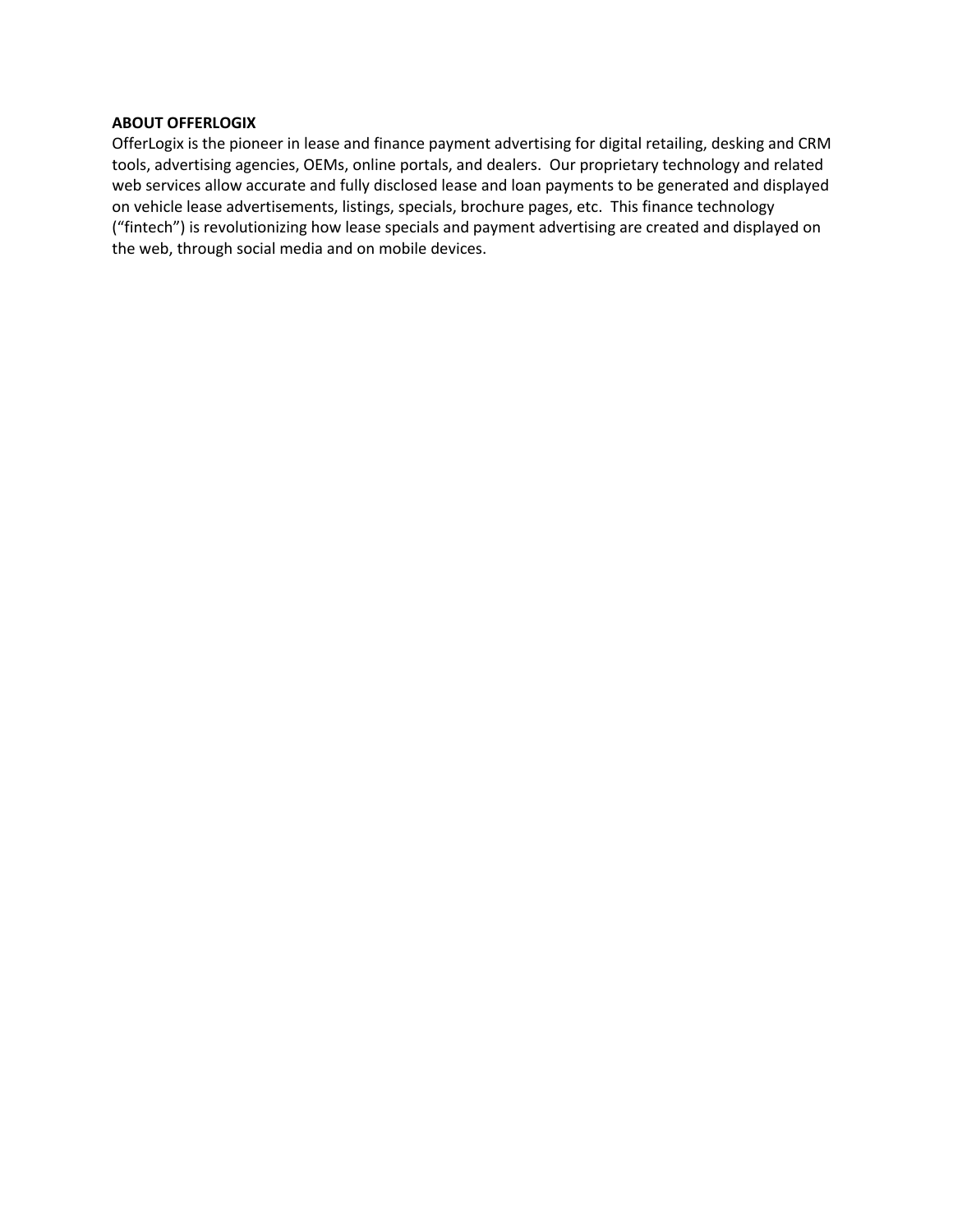**ABOUT OFFERLOGIX**

OfferLogix is the pioneer in lease and finance payment advertising for digital retailing, desking and CRM tools, advertising agencies, OEMs, online portals, and dealers. Our proprietary technology and related web services allow accurate and fully disclosed lease and loan payments to be generated and displayed on vehicle lease advertisements, listings, specials, brochure pages, etc. This finance technology ("fintech") is revolutionizing how lease specials and payment advertising are created and displayed on the web, through social media and on mobile devices.